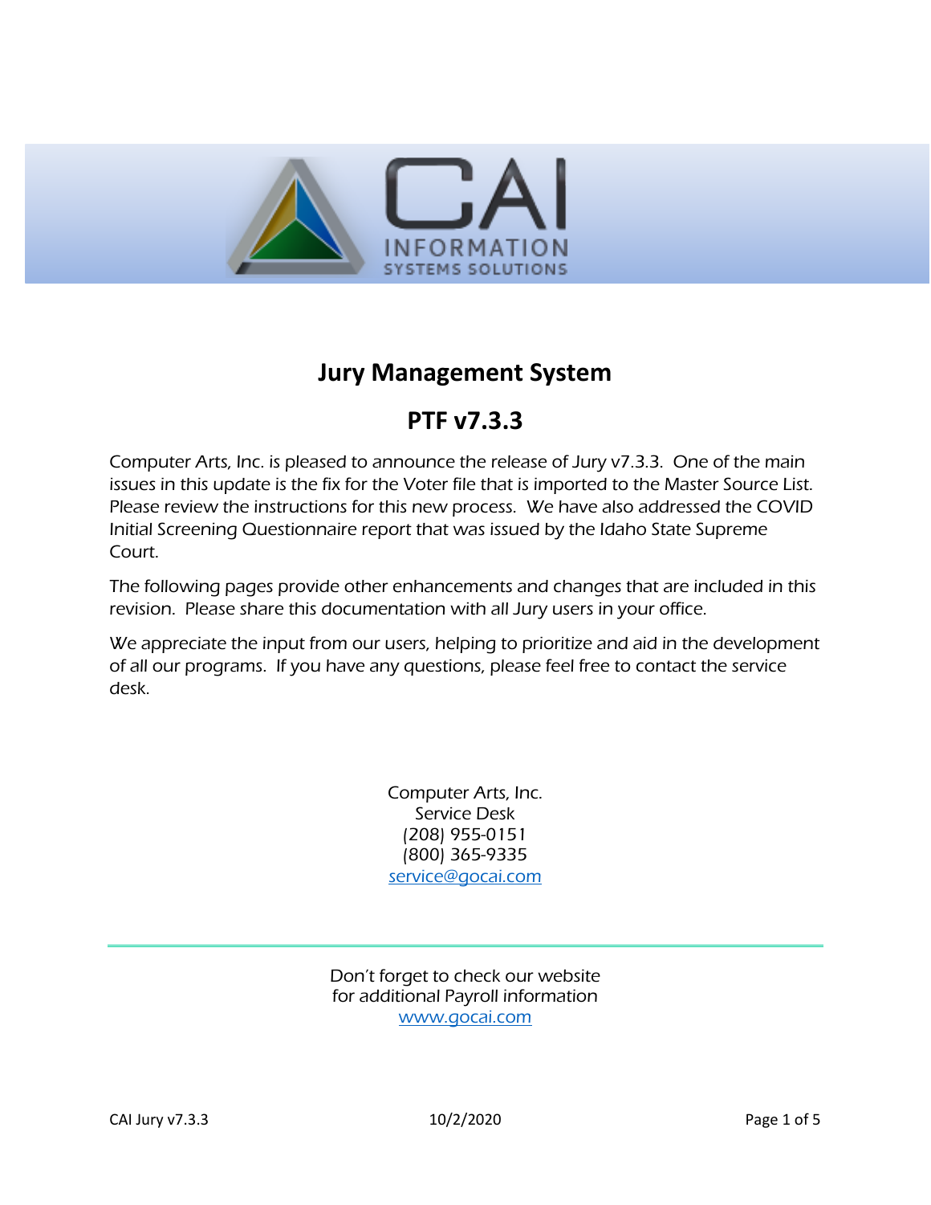# Jury Management System

## PTF v7.3.3

Computer Arts, Inc. is pleased to announce the release of Jury v7.3.3. One of the main issues in this update is the fix for the Voter file that is imported to the Master Source List. Please review the instructions for this new process. We have also addressed the COVID Initial Screening Questionnaire report that was issued by the Idaho State Supreme Court.

The following pages provide other enhancements and changes that are included in this revision. Please share this documentation with all Jury users in your office.

We appreciate the input from our users, helping to prioritize and aid in the development of all our programs. If you have any questions, please feel free to contact the service desk.

Computer Arts, Inc.
Service Desk
(208) 955-0151
(800) 365-9335
service@gocai.com

---

Don't forget to check our website
for additional Payroll information
www.gocai.com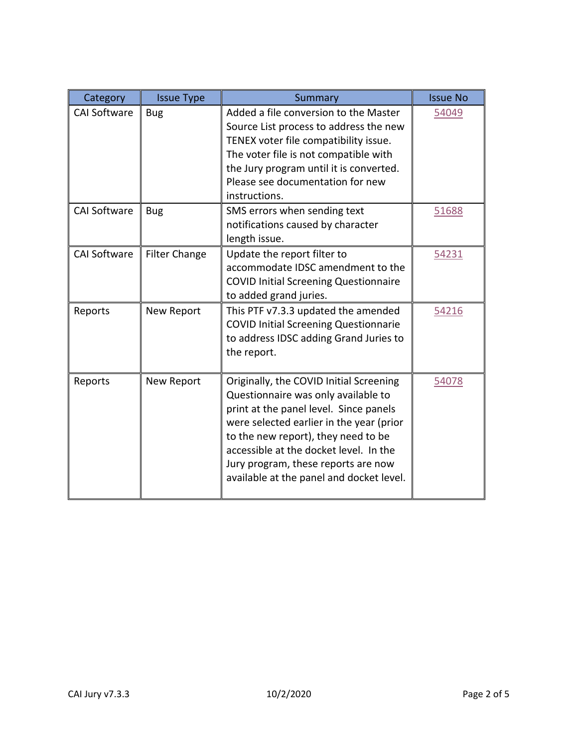| Category | Issue Type | Summary | Issue No |
|---|---|---|---|
| CAI Software | Bug | Added a file conversion to the Master Source List process to address the new TENEX voter file compatibility issue. The voter file is not compatible with the Jury program until it is converted. Please see documentation for new instructions. | 54049 |
| CAI Software | Bug | SMS errors when sending text notifications caused by character length issue. | 51688 |
| CAI Software | Filter Change | Update the report filter to accommodate IDSC amendment to the COVID Initial Screening Questionnaire to added grand juries. | 54231 |
| Reports | New Report | This PTF v7.3.3 updated the amended COVID Initial Screening Questionnarie to address IDSC adding Grand Juries to the report. | 54216 |
| Reports | New Report | Originally, the COVID Initial Screening Questionnaire was only available to print at the panel level. Since panels were selected earlier in the year (prior to the new report), they need to be accessible at the docket level. In the Jury program, these reports are now available at the panel and docket level. | 54078 |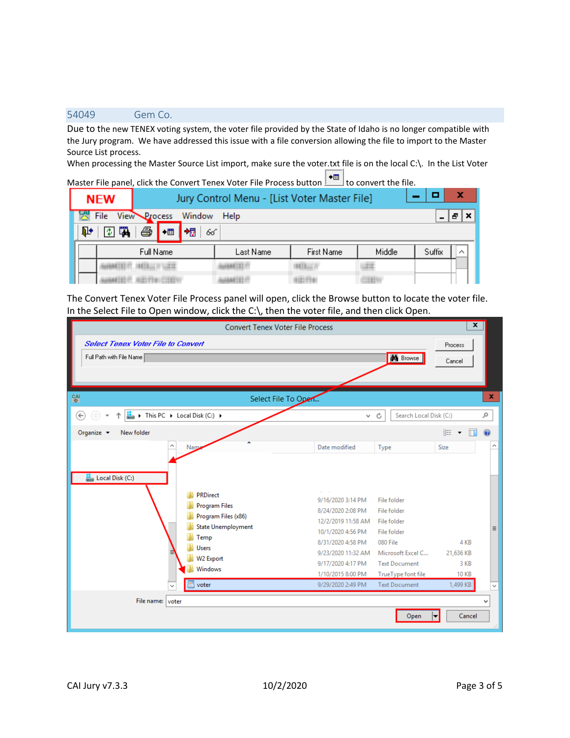## 54049 Gem Co.

Due to the new TENEX voting system, the voter file provided by the State of Idaho is no longer compatible with the Jury program. We have addressed this issue with a file conversion allowing the file to import to the Master Source List process.

When processing the Master Source List import, make sure the voter.txt file is on the local C:\. In the List Voter Master File panel, click the Convert Tenex Voter File Process button to convert the file.

The Convert Tenex Voter File Process panel will open, click the Browse button to locate the voter file. In the Select File to Open window, click the C:\, then the voter file, and then click Open.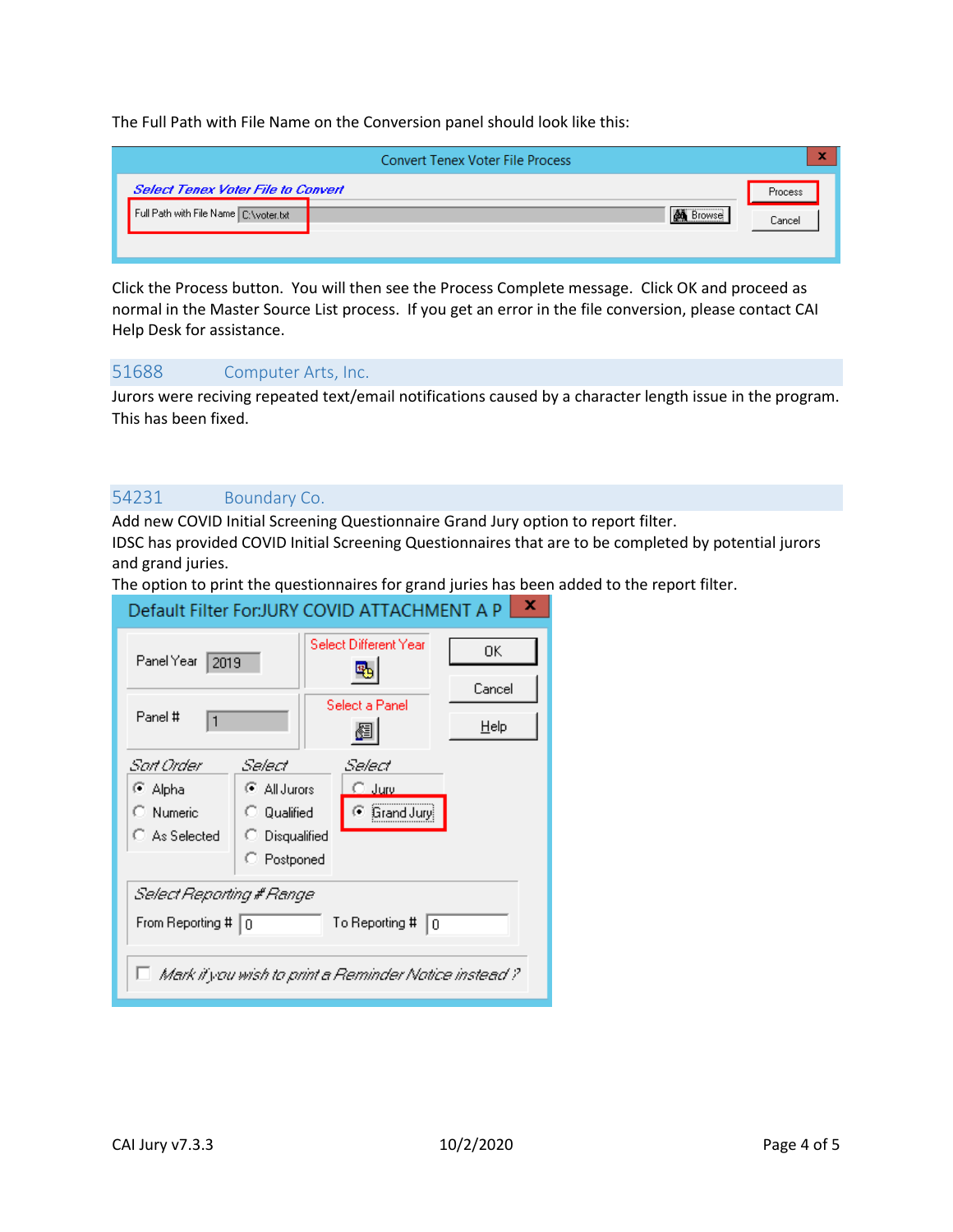The Full Path with File Name on the Conversion panel should look like this:

Click the Process button. You will then see the Process Complete message. Click OK and proceed as normal in the Master Source List process. If you get an error in the file conversion, please contact CAI Help Desk for assistance.

## 51688 Computer Arts, Inc.

Jurors were reciving repeated text/email notifications caused by a character length issue in the program. This has been fixed.

## 54231 Boundary Co.

Add new COVID Initial Screening Questionnaire Grand Jury option to report filter.
IDSC has provided COVID Initial Screening Questionnaires that are to be completed by potential jurors and grand juries.
The option to print the questionnaires for grand juries has been added to the report filter.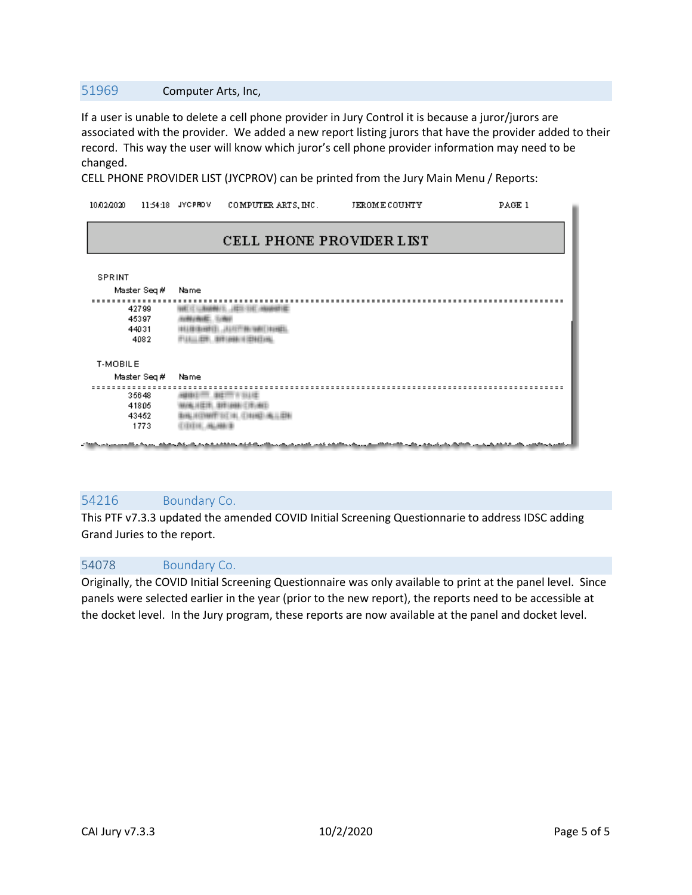## 51969 Computer Arts, Inc,

If a user is unable to delete a cell phone provider in Jury Control it is because a juror/jurors are associated with the provider. We added a new report listing jurors that have the provider added to their record. This way the user will know which juror's cell phone provider information may need to be changed.

CELL PHONE PROVIDER LIST (JYCPROV) can be printed from the Jury Main Menu / Reports:

10/02/2020 11:54:18 JYCPROV COMPUTER ARTS, INC. JEROME COUNTY PAGE 1

**CELL PHONE PROVIDER LIST**

SPRINT

| Master Seq # | Name |
|---|---|
| 42799 | |
| 45397 | |
| 44031 | |
| 4082 | |

T-MOBILE

| Master Seq # | Name |
|---|---|
| 35648 | |
| 41805 | |
| 43452 | |
| 1773 | |

## 54216 Boundary Co.

This PTF v7.3.3 updated the amended COVID Initial Screening Questionnarie to address IDSC adding Grand Juries to the report.

## 54078 Boundary Co.

Originally, the COVID Initial Screening Questionnaire was only available to print at the panel level. Since panels were selected earlier in the year (prior to the new report), the reports need to be accessible at the docket level. In the Jury program, these reports are now available at the panel and docket level.